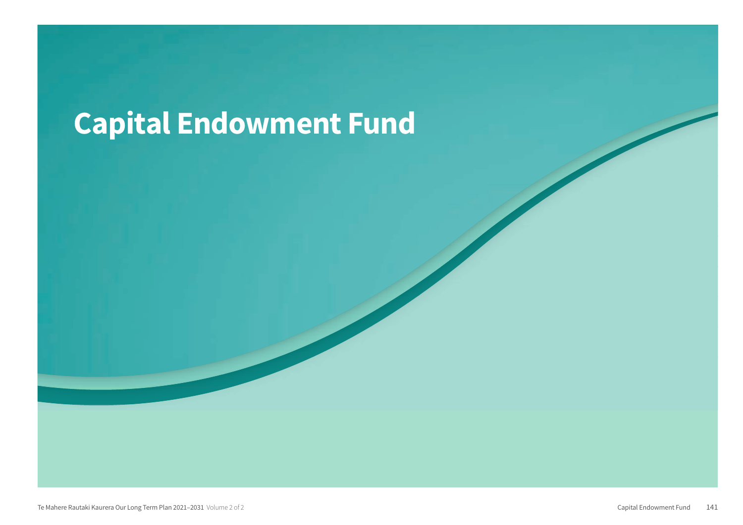# Capital Endowment Fund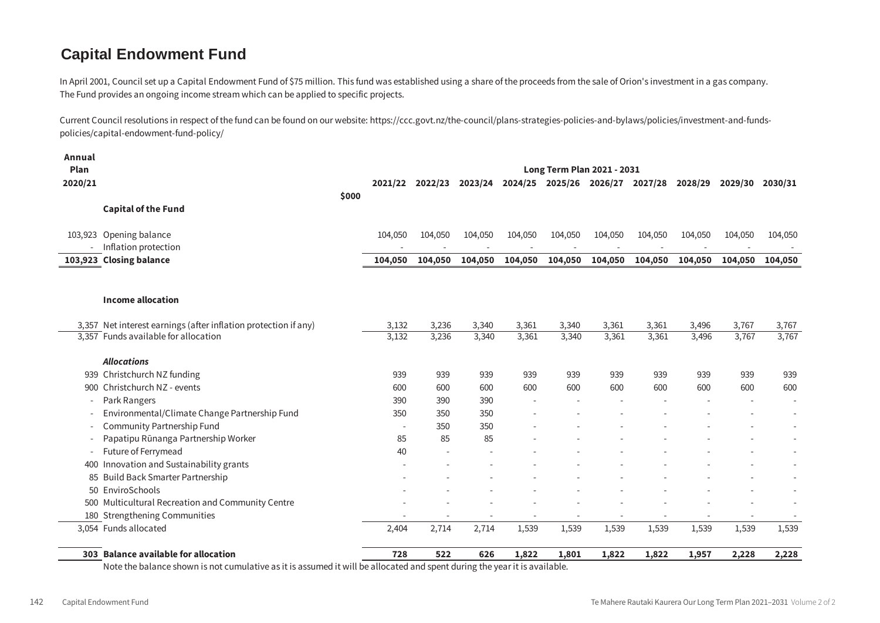# Capital Endowment Fund

In April 2001, Council set up a Capital Endowment Fund of $75 million. This fund was established using a share of the proceeds from the sale of Orion's investment in a gas company. The Fund provides an ongoing income stream which can be applied to specific projects.

Current Council resolutions in respect of the fund can be found on our website: https://ccc.govt.nz/the-council/plans-strategies-policies-and-bylaws/policies/investment-and-funds-policies/capital-endowment-fund-policy/

| Annual Plan 2020/21 | $000 | Long Term Plan 2021 - 2031 | | | | | | | | | |
|---|---|---|---|---|---|---|---|---|---|---|---|
| | | 2021/22 | 2022/23 | 2023/24 | 2024/25 | 2025/26 | 2026/27 | 2027/28 | 2028/29 | 2029/30 | 2030/31 |
| | **Capital of the Fund** | | | | | | | | | | |
| 103,923 | Opening balance | 104,050 | 104,050 | 104,050 | 104,050 | 104,050 | 104,050 | 104,050 | 104,050 | 104,050 | 104,050 |
| - | Inflation protection | - | - | - | - | - | - | - | - | - | - |
| **103,923** | **Closing balance** | **104,050** | **104,050** | **104,050** | **104,050** | **104,050** | **104,050** | **104,050** | **104,050** | **104,050** | **104,050** |
| | **Income allocation** | | | | | | | | | | |
| 3,357 | Net interest earnings (after inflation protection if any) | 3,132 | 3,236 | 3,340 | 3,361 | 3,340 | 3,361 | 3,361 | 3,496 | 3,767 | 3,767 |
| 3,357 | Funds available for allocation | 3,132 | 3,236 | 3,340 | 3,361 | 3,340 | 3,361 | 3,361 | 3,496 | 3,767 | 3,767 |
| | ***Allocations*** | | | | | | | | | | |
| 939 | Christchurch NZ funding | 939 | 939 | 939 | 939 | 939 | 939 | 939 | 939 | 939 | 939 |
| 900 | Christchurch NZ - events | 600 | 600 | 600 | 600 | 600 | 600 | 600 | 600 | 600 | 600 |
| - | Park Rangers | 390 | 390 | 390 | - | - | - | - | - | - | - |
| - | Environmental/Climate Change Partnership Fund | 350 | 350 | 350 | - | - | - | - | - | - | - |
| - | Community Partnership Fund | - | 350 | 350 | - | - | - | - | - | - | - |
| - | Papatipu Rūnanga Partnership Worker | 85 | 85 | 85 | - | - | - | - | - | - | - |
| - | Future of Ferrymead | 40 | - | - | - | - | - | - | - | - | - |
| 400 | Innovation and Sustainability grants | - | - | - | - | - | - | - | - | - | - |
| 85 | Build Back Smarter Partnership | - | - | - | - | - | - | - | - | - | - |
| 50 | EnviroSchools | - | - | - | - | - | - | - | - | - | - |
| 500 | Multicultural Recreation and Community Centre | - | - | - | - | - | - | - | - | - | - |
| 180 | Strengthening Communities | - | - | - | - | - | - | - | - | - | - |
| 3,054 | Funds allocated | 2,404 | 2,714 | 2,714 | 1,539 | 1,539 | 1,539 | 1,539 | 1,539 | 1,539 | 1,539 |
| **303** | **Balance available for allocation** | **728** | **522** | **626** | **1,822** | **1,801** | **1,822** | **1,822** | **1,957** | **2,228** | **2,228** |

Note the balance shown is not cumulative as it is assumed it will be allocated and spent during the year it is available.